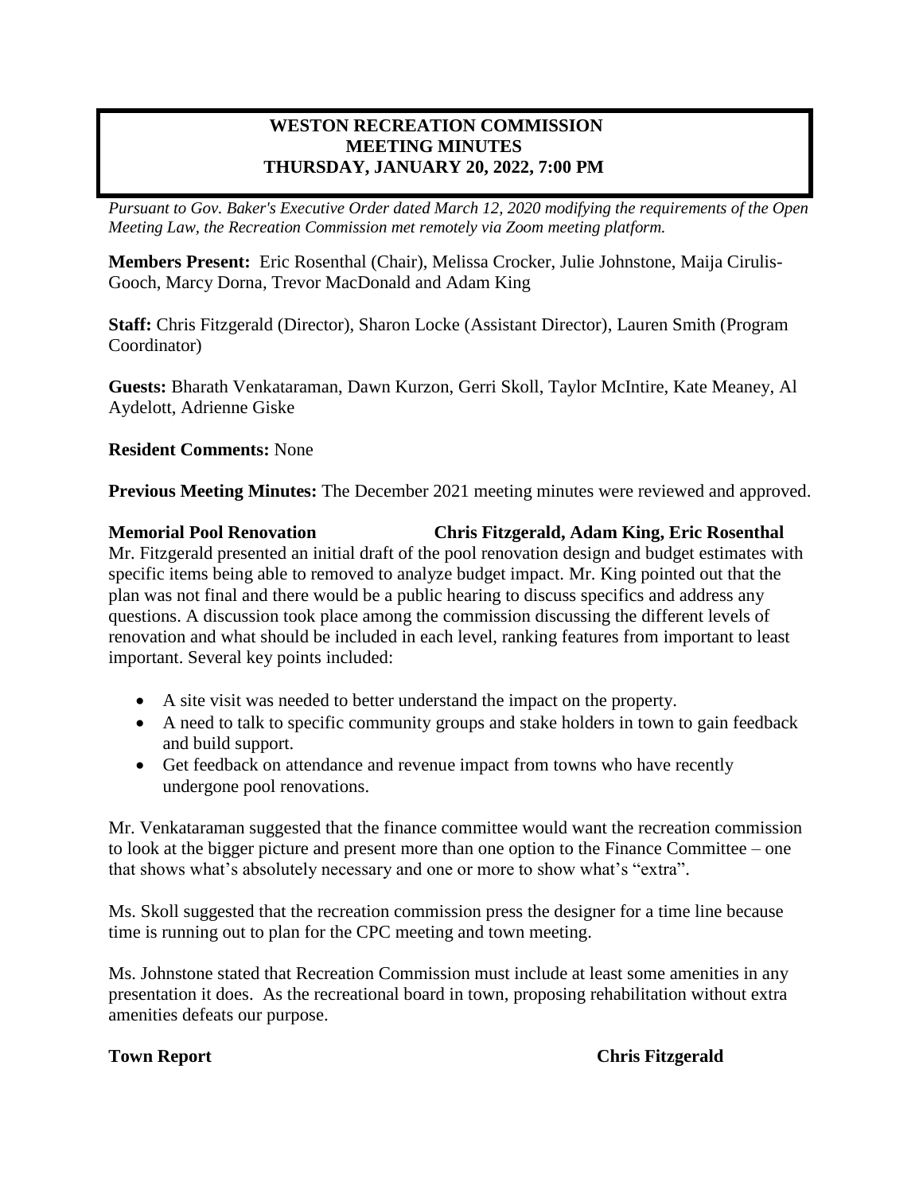# WESTON RECREATION COMMISSION
# MEETING MINUTES
# THURSDAY, JANUARY 20, 2022, 7:00 PM

*Pursuant to Gov. Baker's Executive Order dated March 12, 2020 modifying the requirements of the Open Meeting Law, the Recreation Commission met remotely via Zoom meeting platform.*

**Members Present:** Eric Rosenthal (Chair), Melissa Crocker, Julie Johnstone, Maija Cirulis-Gooch, Marcy Dorna, Trevor MacDonald and Adam King

**Staff:** Chris Fitzgerald (Director), Sharon Locke (Assistant Director), Lauren Smith (Program Coordinator)

**Guests:** Bharath Venkataraman, Dawn Kurzon, Gerri Skoll, Taylor McIntire, Kate Meaney, Al Aydelott, Adrienne Giske

**Resident Comments:** None

**Previous Meeting Minutes:** The December 2021 meeting minutes were reviewed and approved.

**Memorial Pool Renovation — Chris Fitzgerald, Adam King, Eric Rosenthal**

Mr. Fitzgerald presented an initial draft of the pool renovation design and budget estimates with specific items being able to removed to analyze budget impact. Mr. King pointed out that the plan was not final and there would be a public hearing to discuss specifics and address any questions. A discussion took place among the commission discussing the different levels of renovation and what should be included in each level, ranking features from important to least important. Several key points included:

- A site visit was needed to better understand the impact on the property.
- A need to talk to specific community groups and stake holders in town to gain feedback and build support.
- Get feedback on attendance and revenue impact from towns who have recently undergone pool renovations.

Mr. Venkataraman suggested that the finance committee would want the recreation commission to look at the bigger picture and present more than one option to the Finance Committee – one that shows what's absolutely necessary and one or more to show what's "extra".

Ms. Skoll suggested that the recreation commission press the designer for a time line because time is running out to plan for the CPC meeting and town meeting.

Ms. Johnstone stated that Recreation Commission must include at least some amenities in any presentation it does. As the recreational board in town, proposing rehabilitation without extra amenities defeats our purpose.

**Town Report — Chris Fitzgerald**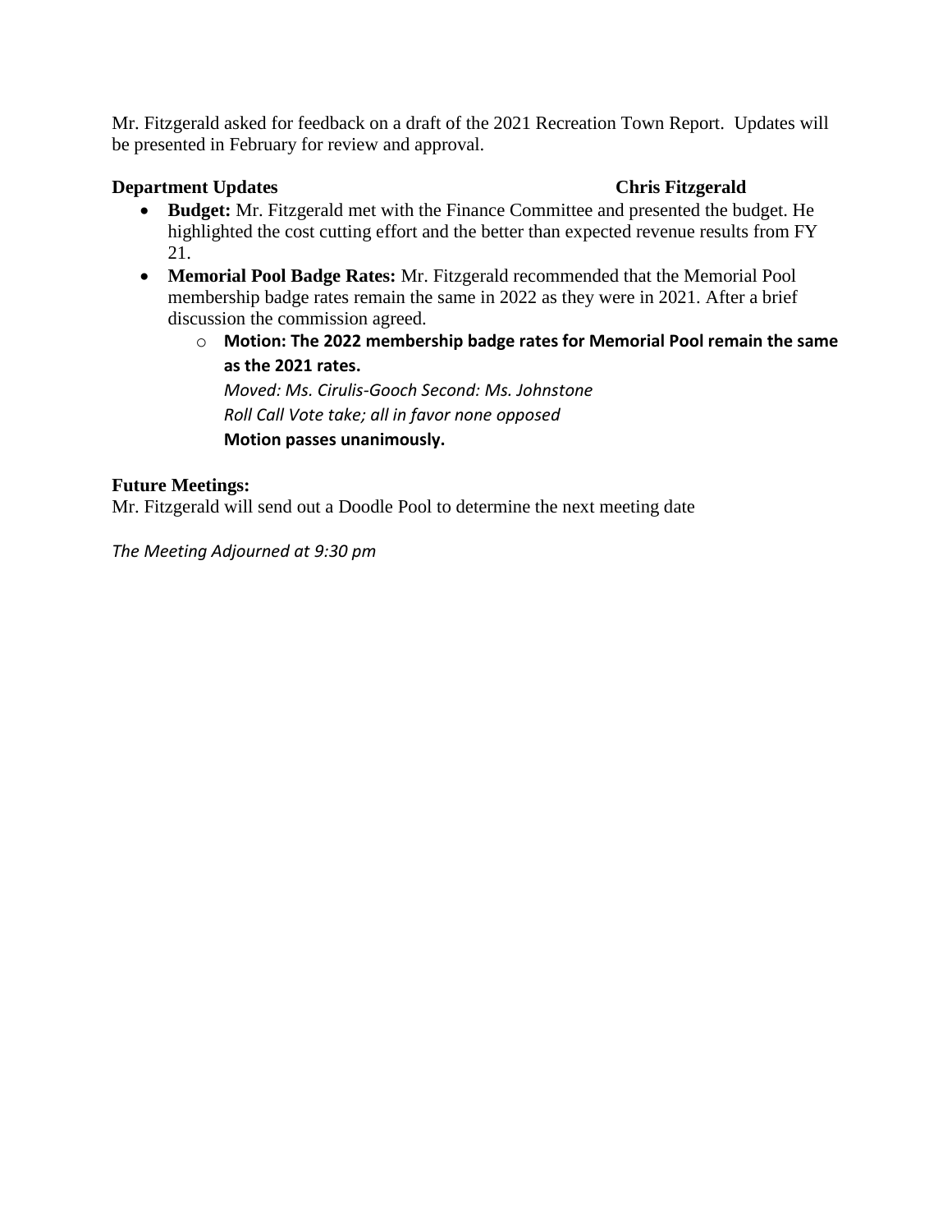Mr. Fitzgerald asked for feedback on a draft of the 2021 Recreation Town Report. Updates will be presented in February for review and approval.

**Department Updates** **Chris Fitzgerald**

- **Budget:** Mr. Fitzgerald met with the Finance Committee and presented the budget. He highlighted the cost cutting effort and the better than expected revenue results from FY 21.
- **Memorial Pool Badge Rates:** Mr. Fitzgerald recommended that the Memorial Pool membership badge rates remain the same in 2022 as they were in 2021. After a brief discussion the commission agreed.
  - **Motion: The 2022 membership badge rates for Memorial Pool remain the same as the 2021 rates.**
    *Moved: Ms. Cirulis-Gooch Second: Ms. Johnstone*
    *Roll Call Vote take; all in favor none opposed*
    **Motion passes unanimously.**

**Future Meetings:**
Mr. Fitzgerald will send out a Doodle Pool to determine the next meeting date

*The Meeting Adjourned at 9:30 pm*